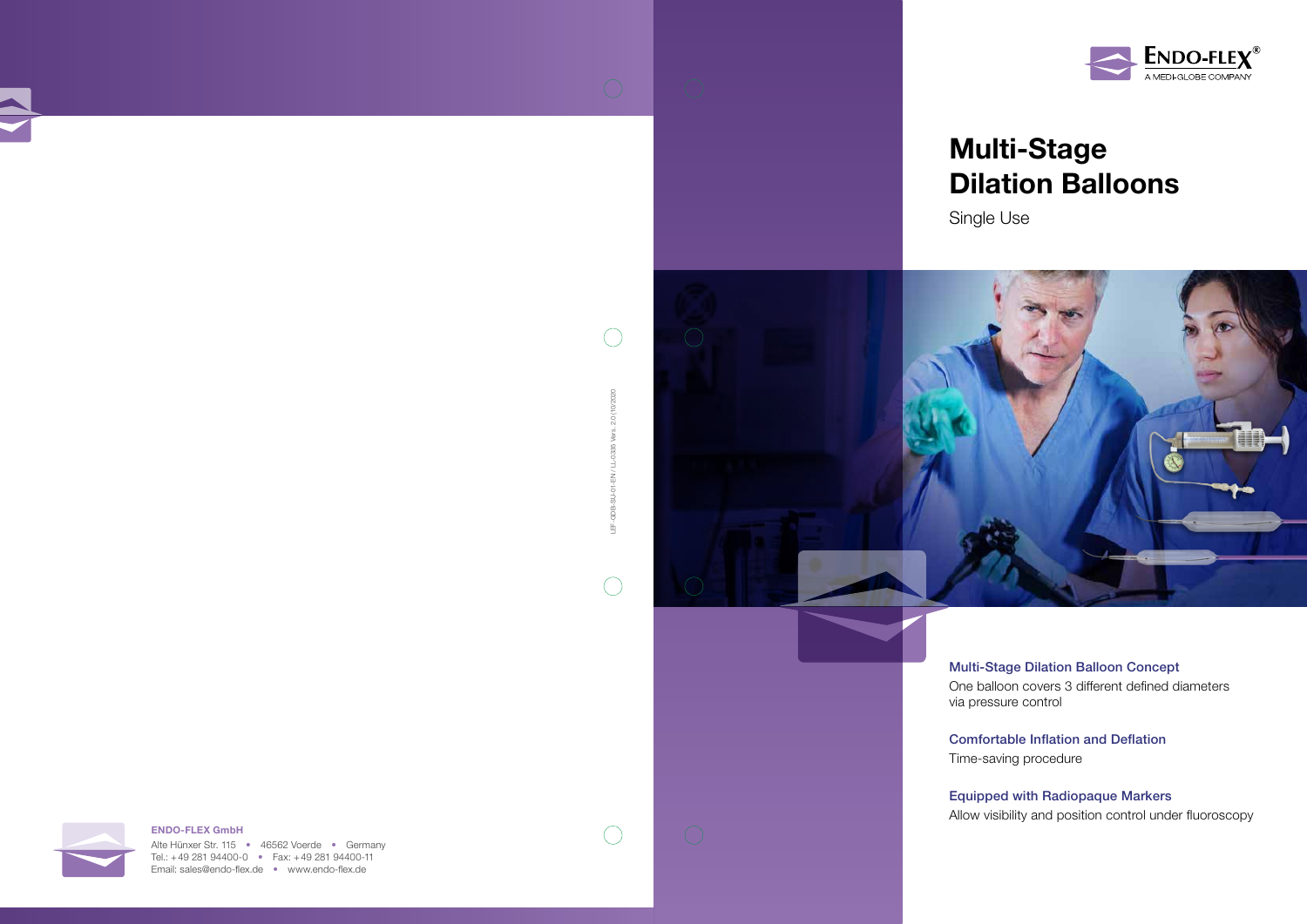ENDO-FLEX®
A MEDI-GLOBE COMPANY

# Multi-Stage Dilation Balloons

Single Use

### Multi-Stage Dilation Balloon Concept

One balloon covers 3 different defined diameters via pressure control

### Comfortable Inflation and Deflation

Time-saving procedure

### Equipped with Radiopaque Markers

Allow visibility and position control under fluoroscopy

LEF-GDB-SU-01-EN / LL-0385 Vers. 2.0 (10/2020

**ENDO-FLEX GmbH**

Alte Hünxer Str. 115 • 46562 Voerde • Germany
Tel.: +49 281 94400-0 • Fax: +49 281 94400-11
Email: sales@endo-flex.de • www.endo-flex.de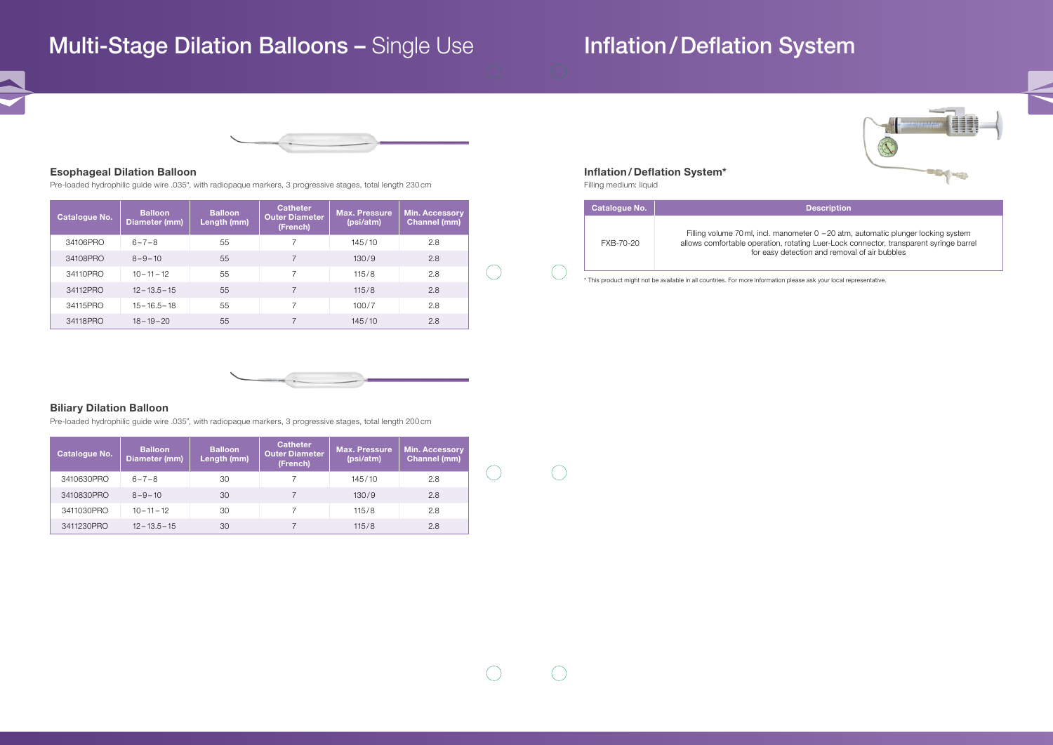# Multi-Stage Dilation Balloons – Single Use

### Esophageal Dilation Balloon

Pre-loaded hydrophilic guide wire .035", with radiopaque markers, 3 progressive stages, total length 230 cm

| Catalogue No. | Balloon Diameter (mm) | Balloon Length (mm) | Catheter Outer Diameter (French) | Max. Pressure (psi/atm) | Min. Accessory Channel (mm) |
|---|---|---|---|---|---|
| 34106PRO | 6 – 7 – 8 | 55 | 7 | 145 / 10 | 2.8 |
| 34108PRO | 8 – 9 – 10 | 55 | 7 | 130 / 9 | 2.8 |
| 34110PRO | 10 – 11 – 12 | 55 | 7 | 115 / 8 | 2.8 |
| 34112PRO | 12 – 13.5 – 15 | 55 | 7 | 115 / 8 | 2.8 |
| 34115PRO | 15 – 16.5 – 18 | 55 | 7 | 100 / 7 | 2.8 |
| 34118PRO | 18 – 19 – 20 | 55 | 7 | 145 / 10 | 2.8 |

### Biliary Dilation Balloon

Pre-loaded hydrophilic guide wire .035", with radiopaque markers, 3 progressive stages, total length 200 cm

| Catalogue No. | Balloon Diameter (mm) | Balloon Length (mm) | Catheter Outer Diameter (French) | Max. Pressure (psi/atm) | Min. Accessory Channel (mm) |
|---|---|---|---|---|---|
| 3410630PRO | 6 – 7 – 8 | 30 | 7 | 145 / 10 | 2.8 |
| 3410830PRO | 8 – 9 – 10 | 30 | 7 | 130 / 9 | 2.8 |
| 3411030PRO | 10 – 11 – 12 | 30 | 7 | 115 / 8 | 2.8 |
| 3411230PRO | 12 – 13.5 – 15 | 30 | 7 | 115 / 8 | 2.8 |

# Inflation / Deflation System

### Inflation / Deflation System*

Filling medium: liquid

| Catalogue No. | Description |
|---|---|
| FXB-70-20 | Filling volume 70 ml, incl. manometer 0 – 20 atm, automatic plunger locking system allows comfortable operation, rotating Luer-Lock connector, transparent syringe barrel for easy detection and removal of air bubbles |

* This product might not be available in all countries. For more information please ask your local representative.